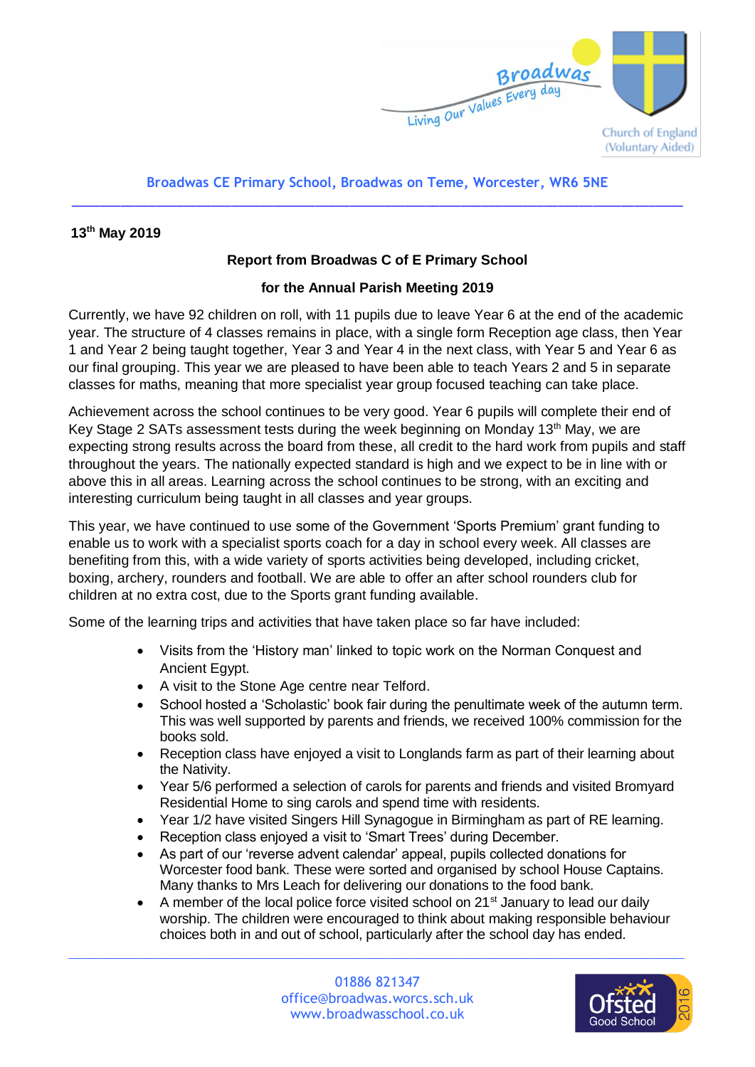Broadwas CE Primary School, Broadwas on Teme, Worcester, WR6 5NE

**13th May 2019**

**Report from Broadwas C of E Primary School**

**for the Annual Parish Meeting 2019**

Currently, we have 92 children on roll, with 11 pupils due to leave Year 6 at the end of the academic year. The structure of 4 classes remains in place, with a single form Reception age class, then Year 1 and Year 2 being taught together, Year 3 and Year 4 in the next class, with Year 5 and Year 6 as our final grouping. This year we are pleased to have been able to teach Years 2 and 5 in separate classes for maths, meaning that more specialist year group focused teaching can take place.

Achievement across the school continues to be very good. Year 6 pupils will complete their end of Key Stage 2 SATs assessment tests during the week beginning on Monday 13th May, we are expecting strong results across the board from these, all credit to the hard work from pupils and staff throughout the years. The nationally expected standard is high and we expect to be in line with or above this in all areas. Learning across the school continues to be strong, with an exciting and interesting curriculum being taught in all classes and year groups.

This year, we have continued to use some of the Government 'Sports Premium' grant funding to enable us to work with a specialist sports coach for a day in school every week. All classes are benefiting from this, with a wide variety of sports activities being developed, including cricket, boxing, archery, rounders and football. We are able to offer an after school rounders club for children at no extra cost, due to the Sports grant funding available.

Some of the learning trips and activities that have taken place so far have included:

- Visits from the 'History man' linked to topic work on the Norman Conquest and Ancient Egypt.
- A visit to the Stone Age centre near Telford.
- School hosted a 'Scholastic' book fair during the penultimate week of the autumn term. This was well supported by parents and friends, we received 100% commission for the books sold.
- Reception class have enjoyed a visit to Longlands farm as part of their learning about the Nativity.
- Year 5/6 performed a selection of carols for parents and friends and visited Bromyard Residential Home to sing carols and spend time with residents.
- Year 1/2 have visited Singers Hill Synagogue in Birmingham as part of RE learning.
- Reception class enjoyed a visit to 'Smart Trees' during December.
- As part of our 'reverse advent calendar' appeal, pupils collected donations for Worcester food bank. These were sorted and organised by school House Captains. Many thanks to Mrs Leach for delivering our donations to the food bank.
- A member of the local police force visited school on 21st January to lead our daily worship. The children were encouraged to think about making responsible behaviour choices both in and out of school, particularly after the school day has ended.

01886 821347
office@broadwas.worcs.sch.uk
www.broadwasschool.co.uk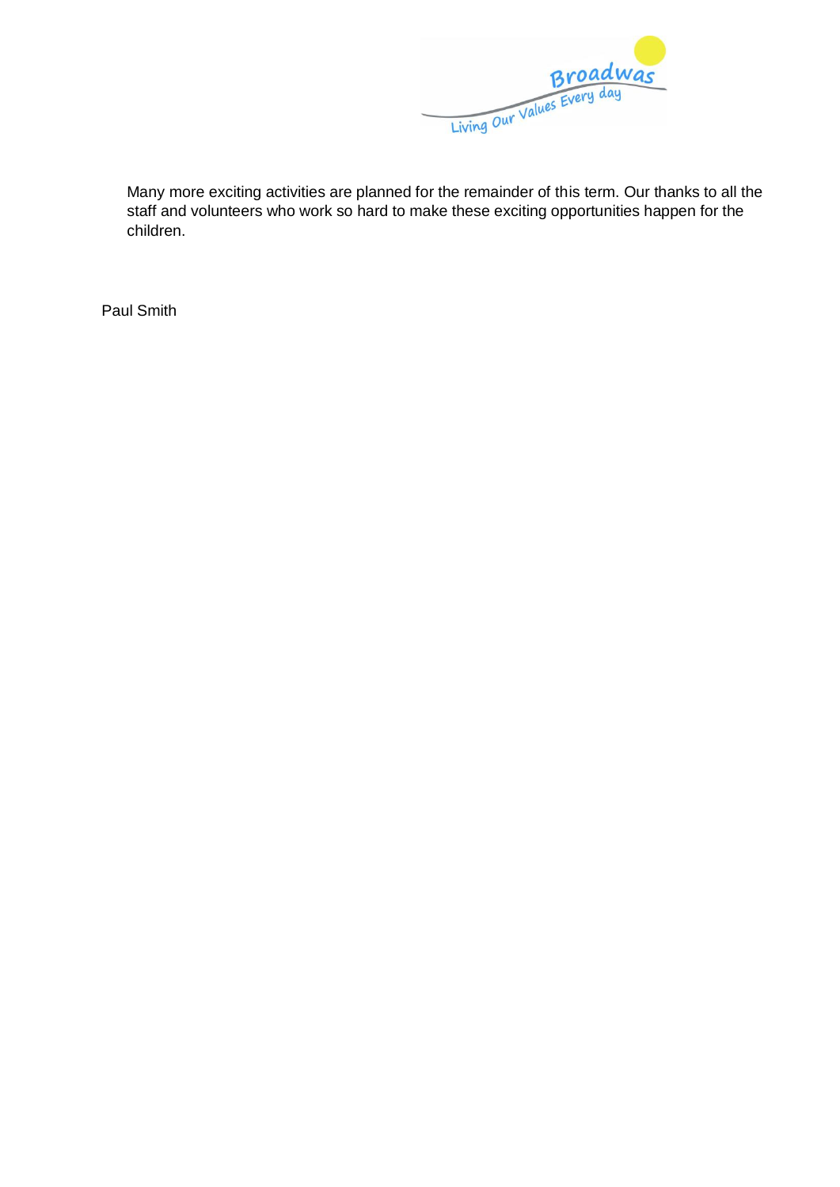Many more exciting activities are planned for the remainder of this term. Our thanks to all the staff and volunteers who work so hard to make these exciting opportunities happen for the children.

Paul Smith